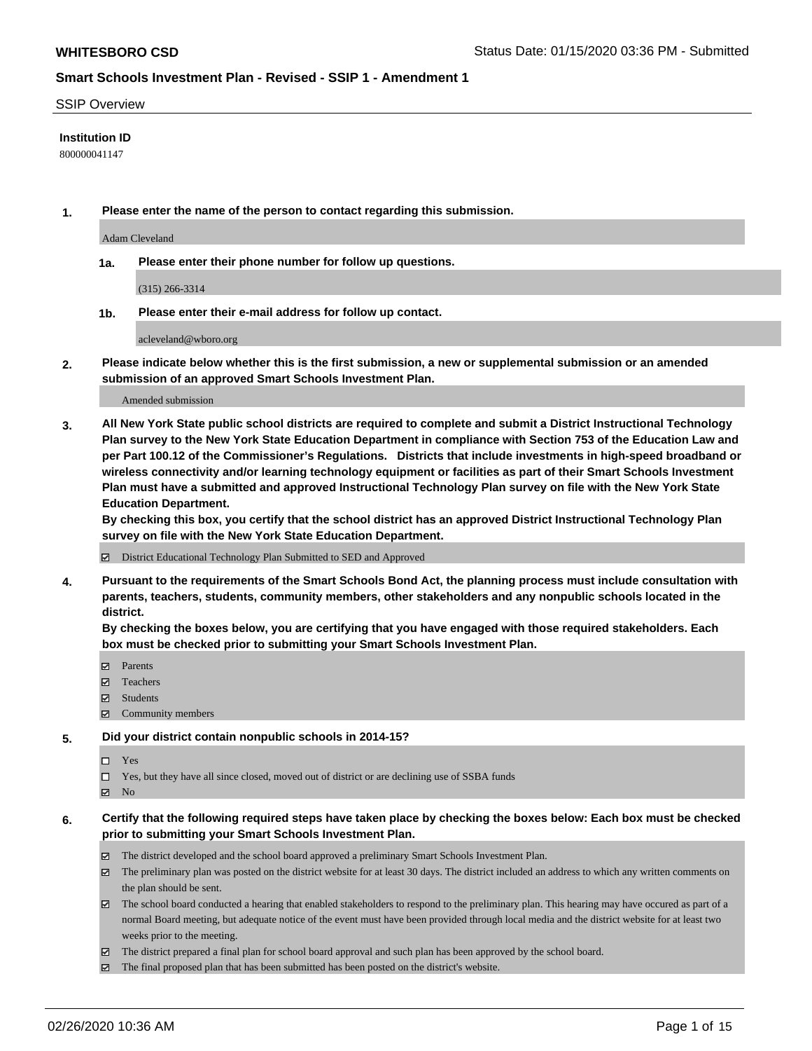**WHITESBORO CSD**

Status Date: 01/15/2020 03:36 PM - Submitted

## Smart Schools Investment Plan - Revised - SSIP 1 - Amendment 1

SSIP Overview

**Institution ID**

800000041147

**1. Please enter the name of the person to contact regarding this submission.**

Adam Cleveland

**1a. Please enter their phone number for follow up questions.**

(315) 266-3314

**1b. Please enter their e-mail address for follow up contact.**

acleveland@wboro.org

**2. Please indicate below whether this is the first submission, a new or supplemental submission or an amended submission of an approved Smart Schools Investment Plan.**

Amended submission

**3. All New York State public school districts are required to complete and submit a District Instructional Technology Plan survey to the New York State Education Department in compliance with Section 753 of the Education Law and per Part 100.12 of the Commissioner's Regulations. Districts that include investments in high-speed broadband or wireless connectivity and/or learning technology equipment or facilities as part of their Smart Schools Investment Plan must have a submitted and approved Instructional Technology Plan survey on file with the New York State Education Department.**

**By checking this box, you certify that the school district has an approved District Instructional Technology Plan survey on file with the New York State Education Department.**

- ☑ District Educational Technology Plan Submitted to SED and Approved

**4. Pursuant to the requirements of the Smart Schools Bond Act, the planning process must include consultation with parents, teachers, students, community members, other stakeholders and any nonpublic schools located in the district.**

**By checking the boxes below, you are certifying that you have engaged with those required stakeholders. Each box must be checked prior to submitting your Smart Schools Investment Plan.**

- ☑ Parents
- ☑ Teachers
- ☑ Students
- ☑ Community members

**5. Did your district contain nonpublic schools in 2014-15?**

- ☐ Yes
- ☐ Yes, but they have all since closed, moved out of district or are declining use of SSBA funds
- ☑ No

**6. Certify that the following required steps have taken place by checking the boxes below: Each box must be checked prior to submitting your Smart Schools Investment Plan.**

- ☑ The district developed and the school board approved a preliminary Smart Schools Investment Plan.
- ☑ The preliminary plan was posted on the district website for at least 30 days. The district included an address to which any written comments on the plan should be sent.
- ☑ The school board conducted a hearing that enabled stakeholders to respond to the preliminary plan. This hearing may have occured as part of a normal Board meeting, but adequate notice of the event must have been provided through local media and the district website for at least two weeks prior to the meeting.
- ☑ The district prepared a final plan for school board approval and such plan has been approved by the school board.
- ☑ The final proposed plan that has been submitted has been posted on the district's website.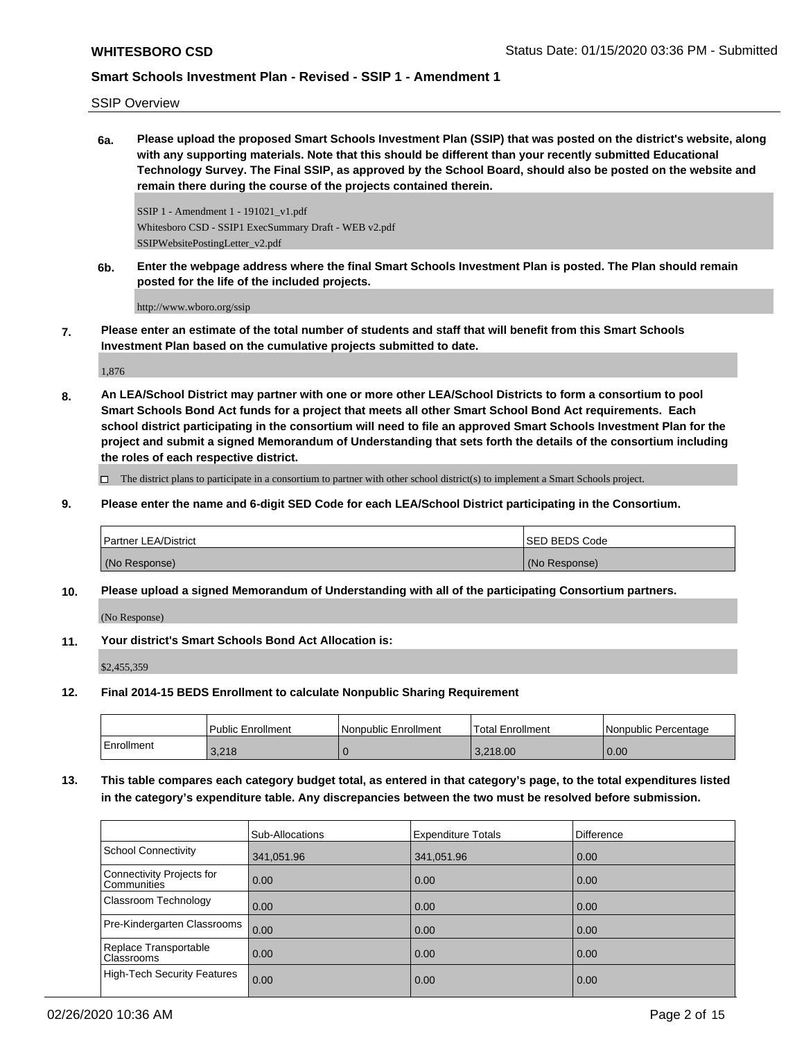SSIP Overview

**6a. Please upload the proposed Smart Schools Investment Plan (SSIP) that was posted on the district's website, along with any supporting materials. Note that this should be different than your recently submitted Educational Technology Survey. The Final SSIP, as approved by the School Board, should also be posted on the website and remain there during the course of the projects contained therein.**

SSIP 1 - Amendment 1 - 191021_v1.pdf
Whitesboro CSD - SSIP1 ExecSummary Draft - WEB v2.pdf
SSIPWebsitePostingLetter_v2.pdf

**6b. Enter the webpage address where the final Smart Schools Investment Plan is posted. The Plan should remain posted for the life of the included projects.**

http://www.wboro.org/ssip

**7. Please enter an estimate of the total number of students and staff that will benefit from this Smart Schools Investment Plan based on the cumulative projects submitted to date.**

1,876

**8. An LEA/School District may partner with one or more other LEA/School Districts to form a consortium to pool Smart Schools Bond Act funds for a project that meets all other Smart School Bond Act requirements. Each school district participating in the consortium will need to file an approved Smart Schools Investment Plan for the project and submit a signed Memorandum of Understanding that sets forth the details of the consortium including the roles of each respective district.**

☐ The district plans to participate in a consortium to partner with other school district(s) to implement a Smart Schools project.

**9. Please enter the name and 6-digit SED Code for each LEA/School District participating in the Consortium.**

| Partner LEA/District | SED BEDS Code |
|---|---|
| (No Response) | (No Response) |

**10. Please upload a signed Memorandum of Understanding with all of the participating Consortium partners.**

(No Response)

**11. Your district's Smart Schools Bond Act Allocation is:**

$2,455,359

**12. Final 2014-15 BEDS Enrollment to calculate Nonpublic Sharing Requirement**

| | Public Enrollment | Nonpublic Enrollment | Total Enrollment | Nonpublic Percentage |
|---|---|---|---|---|
| Enrollment | 3,218 | 0 | 3,218.00 | 0.00 |

**13. This table compares each category budget total, as entered in that category's page, to the total expenditures listed in the category's expenditure table. Any discrepancies between the two must be resolved before submission.**

| | Sub-Allocations | Expenditure Totals | Difference |
|---|---|---|---|
| School Connectivity | 341,051.96 | 341,051.96 | 0.00 |
| Connectivity Projects for Communities | 0.00 | 0.00 | 0.00 |
| Classroom Technology | 0.00 | 0.00 | 0.00 |
| Pre-Kindergarten Classrooms | 0.00 | 0.00 | 0.00 |
| Replace Transportable Classrooms | 0.00 | 0.00 | 0.00 |
| High-Tech Security Features | 0.00 | 0.00 | 0.00 |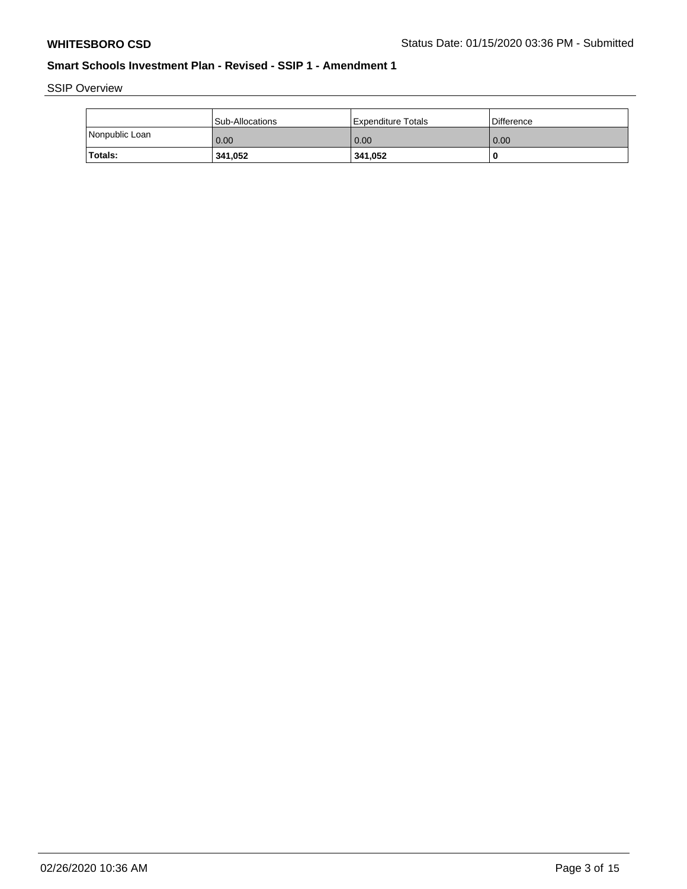SSIP Overview

| | Sub-Allocations | Expenditure Totals | Difference |
|---|---|---|---|
| Nonpublic Loan | 0.00 | 0.00 | 0.00 |
| **Totals:** | **341,052** | **341,052** | **0** |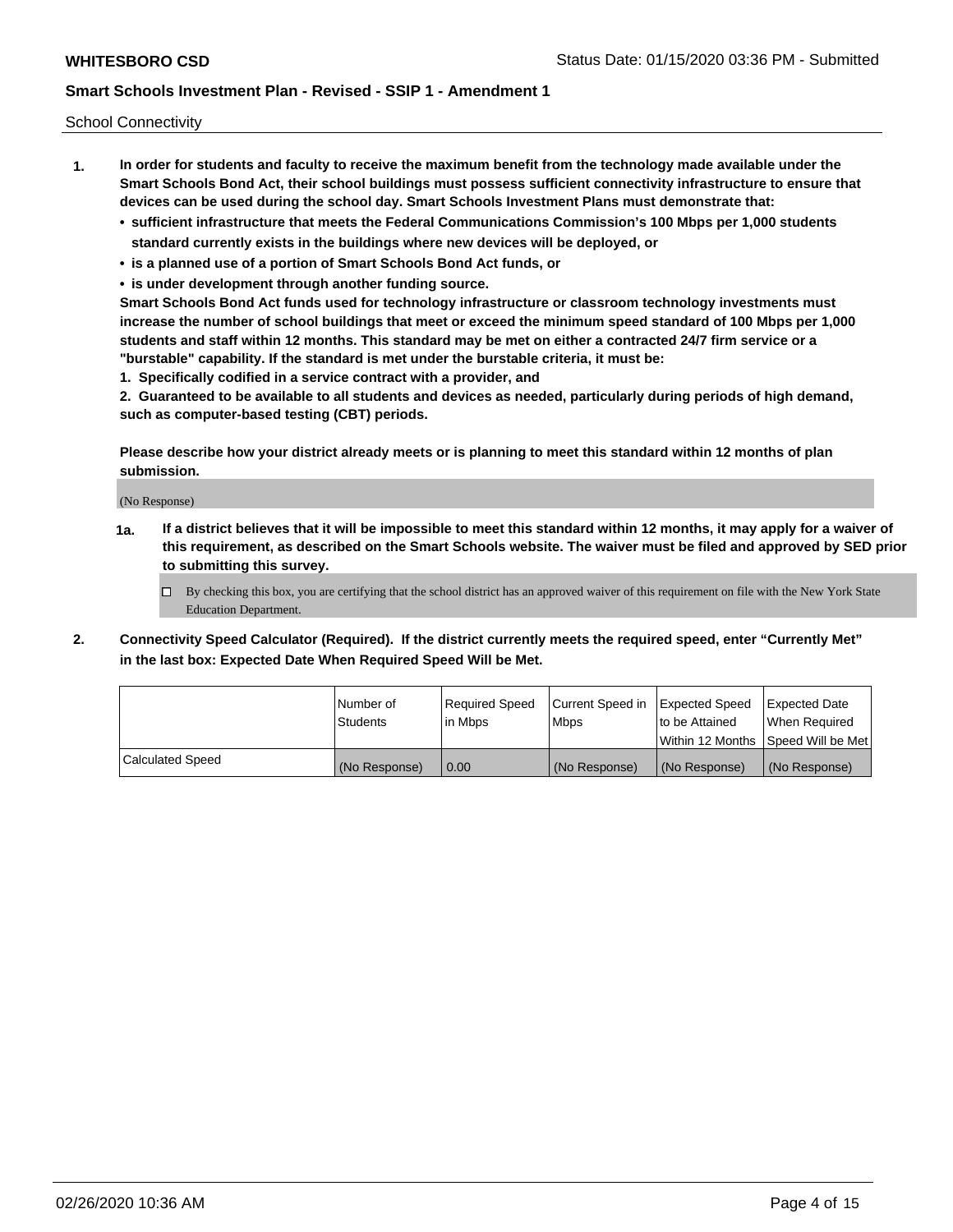School Connectivity

1. **In order for students and faculty to receive the maximum benefit from the technology made available under the Smart Schools Bond Act, their school buildings must possess sufficient connectivity infrastructure to ensure that devices can be used during the school day. Smart Schools Investment Plans must demonstrate that:**
   - **sufficient infrastructure that meets the Federal Communications Commission's 100 Mbps per 1,000 students standard currently exists in the buildings where new devices will be deployed, or**
   - **is a planned use of a portion of Smart Schools Bond Act funds, or**
   - **is under development through another funding source.**

   **Smart Schools Bond Act funds used for technology infrastructure or classroom technology investments must increase the number of school buildings that meet or exceed the minimum speed standard of 100 Mbps per 1,000 students and staff within 12 months. This standard may be met on either a contracted 24/7 firm service or a "burstable" capability. If the standard is met under the burstable criteria, it must be:**

   **1. Specifically codified in a service contract with a provider, and**

   **2. Guaranteed to be available to all students and devices as needed, particularly during periods of high demand, such as computer-based testing (CBT) periods.**

   **Please describe how your district already meets or is planning to meet this standard within 12 months of plan submission.**

   (No Response)

   **1a. If a district believes that it will be impossible to meet this standard within 12 months, it may apply for a waiver of this requirement, as described on the Smart Schools website. The waiver must be filed and approved by SED prior to submitting this survey.**

   ☐ By checking this box, you are certifying that the school district has an approved waiver of this requirement on file with the New York State Education Department.

2. **Connectivity Speed Calculator (Required). If the district currently meets the required speed, enter "Currently Met" in the last box: Expected Date When Required Speed Will be Met.**

| | Number of Students | Required Speed in Mbps | Current Speed in Mbps | Expected Speed to be Attained Within 12 Months | Expected Date When Required Speed Will be Met |
|---|---|---|---|---|---|
| Calculated Speed | (No Response) | 0.00 | (No Response) | (No Response) | (No Response) |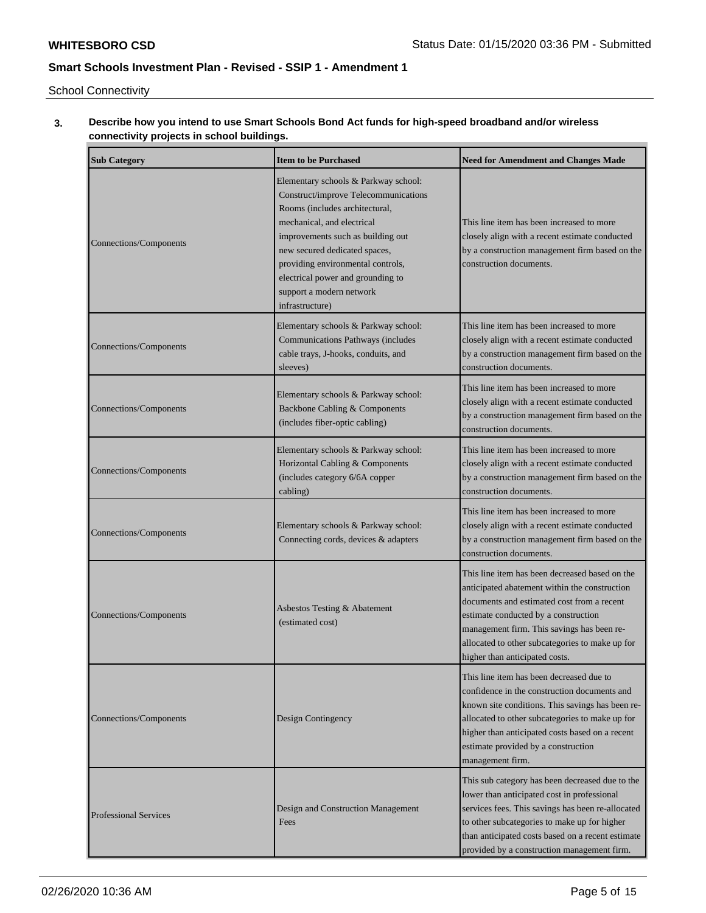School Connectivity

**3. Describe how you intend to use Smart Schools Bond Act funds for high-speed broadband and/or wireless connectivity projects in school buildings.**

| Sub Category | Item to be Purchased | Need for Amendment and Changes Made |
| --- | --- | --- |
| Connections/Components | Elementary schools & Parkway school: Construct/improve Telecommunications Rooms (includes architectural, mechanical, and electrical improvements such as building out new secured dedicated spaces, providing environmental controls, electrical power and grounding to support a modern network infrastructure) | This line item has been increased to more closely align with a recent estimate conducted by a construction management firm based on the construction documents. |
| Connections/Components | Elementary schools & Parkway school: Communications Pathways (includes cable trays, J-hooks, conduits, and sleeves) | This line item has been increased to more closely align with a recent estimate conducted by a construction management firm based on the construction documents. |
| Connections/Components | Elementary schools & Parkway school: Backbone Cabling & Components (includes fiber-optic cabling) | This line item has been increased to more closely align with a recent estimate conducted by a construction management firm based on the construction documents. |
| Connections/Components | Elementary schools & Parkway school: Horizontal Cabling & Components (includes category 6/6A copper cabling) | This line item has been increased to more closely align with a recent estimate conducted by a construction management firm based on the construction documents. |
| Connections/Components | Elementary schools & Parkway school: Connecting cords, devices & adapters | This line item has been increased to more closely align with a recent estimate conducted by a construction management firm based on the construction documents. |
| Connections/Components | Asbestos Testing & Abatement (estimated cost) | This line item has been decreased based on the anticipated abatement within the construction documents and estimated cost from a recent estimate conducted by a construction management firm. This savings has been re-allocated to other subcategories to make up for higher than anticipated costs. |
| Connections/Components | Design Contingency | This line item has been decreased due to confidence in the construction documents and known site conditions. This savings has been re-allocated to other subcategories to make up for higher than anticipated costs based on a recent estimate provided by a construction management firm. |
| Professional Services | Design and Construction Management Fees | This sub category has been decreased due to the lower than anticipated cost in professional services fees. This savings has been re-allocated to other subcategories to make up for higher than anticipated costs based on a recent estimate provided by a construction management firm. |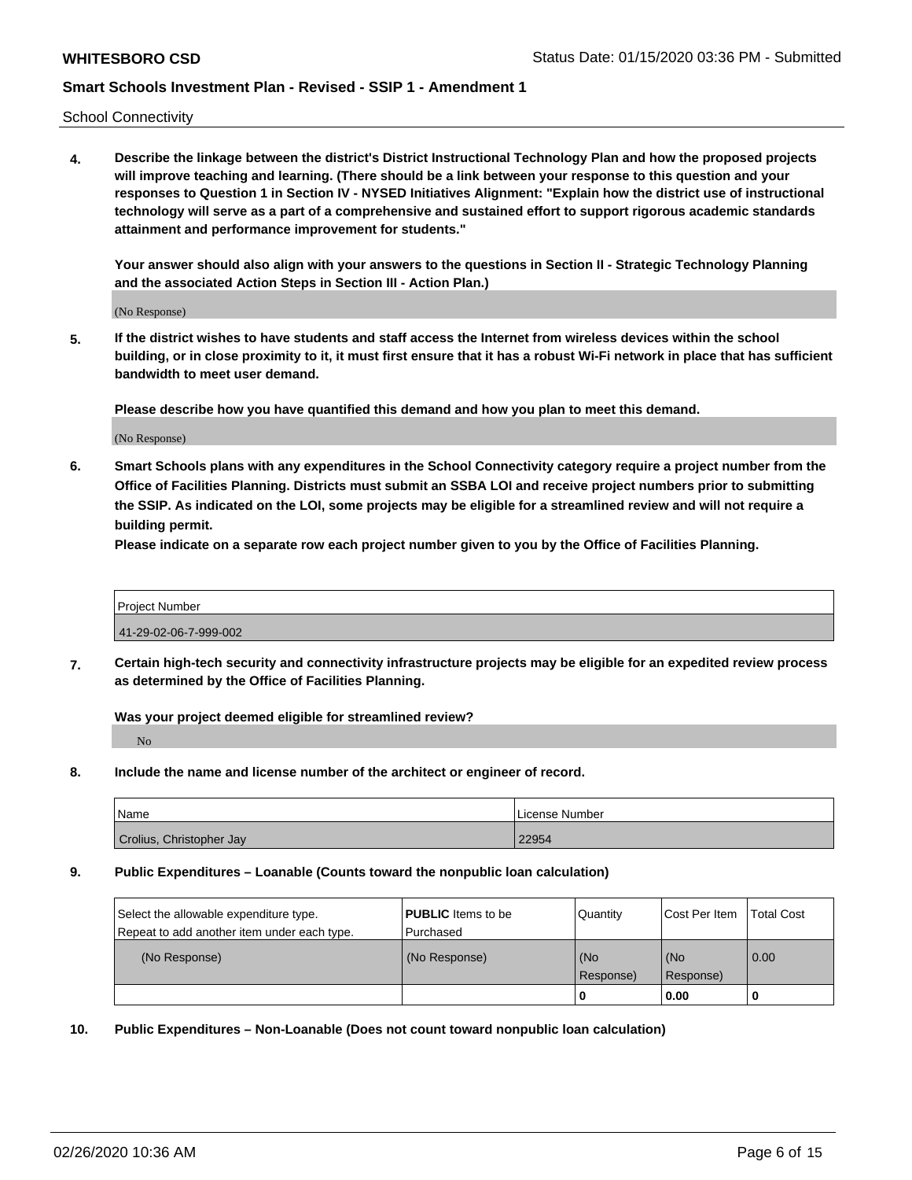School Connectivity

**4. Describe the linkage between the district's District Instructional Technology Plan and how the proposed projects will improve teaching and learning. (There should be a link between your response to this question and your responses to Question 1 in Section IV - NYSED Initiatives Alignment: "Explain how the district use of instructional technology will serve as a part of a comprehensive and sustained effort to support rigorous academic standards attainment and performance improvement for students."**

**Your answer should also align with your answers to the questions in Section II - Strategic Technology Planning and the associated Action Steps in Section III - Action Plan.)**

(No Response)

**5. If the district wishes to have students and staff access the Internet from wireless devices within the school building, or in close proximity to it, it must first ensure that it has a robust Wi-Fi network in place that has sufficient bandwidth to meet user demand.**

**Please describe how you have quantified this demand and how you plan to meet this demand.**

(No Response)

**6. Smart Schools plans with any expenditures in the School Connectivity category require a project number from the Office of Facilities Planning. Districts must submit an SSBA LOI and receive project numbers prior to submitting the SSIP. As indicated on the LOI, some projects may be eligible for a streamlined review and will not require a building permit.**
**Please indicate on a separate row each project number given to you by the Office of Facilities Planning.**

| Project Number |
| --- |
| 41-29-02-06-7-999-002 |

**7. Certain high-tech security and connectivity infrastructure projects may be eligible for an expedited review process as determined by the Office of Facilities Planning.**

**Was your project deemed eligible for streamlined review?**

No

**8. Include the name and license number of the architect or engineer of record.**

| Name | License Number |
| --- | --- |
| Crolius, Christopher Jay | 22954 |

**9. Public Expenditures – Loanable (Counts toward the nonpublic loan calculation)**

| Select the allowable expenditure type. Repeat to add another item under each type. | **PUBLIC** Items to be Purchased | Quantity | Cost Per Item | Total Cost |
| --- | --- | --- | --- | --- |
| (No Response) | (No Response) | (No Response) | (No Response) | 0.00 |
| | | **0** | **0.00** | **0** |

**10. Public Expenditures – Non-Loanable (Does not count toward nonpublic loan calculation)**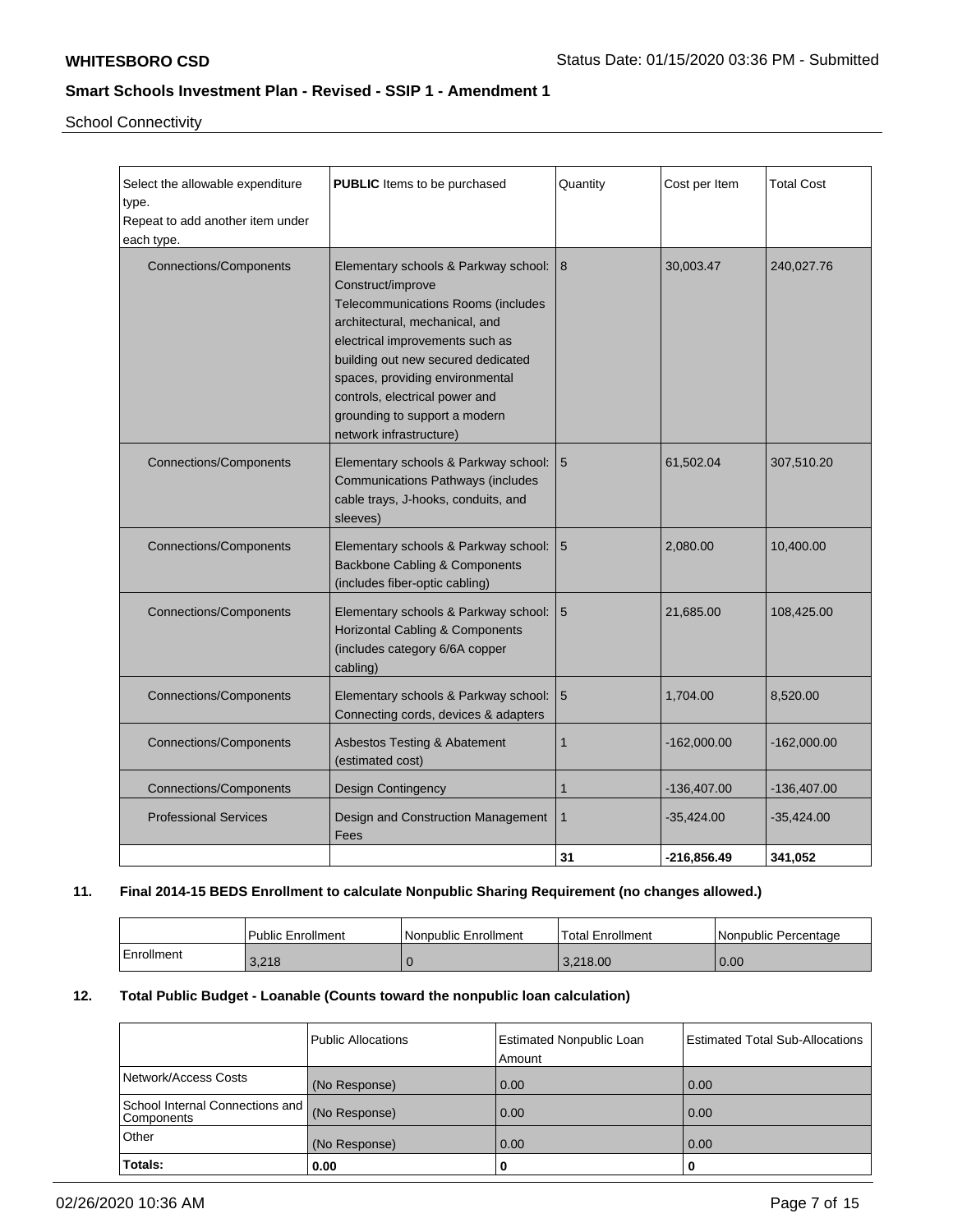**WHITESBORO CSD** Status Date: 01/15/2020 03:36 PM - Submitted

**Smart Schools Investment Plan - Revised - SSIP 1 - Amendment 1**

School Connectivity

| Select the allowable expenditure type. Repeat to add another item under each type. | **PUBLIC** Items to be purchased | Quantity | Cost per Item | Total Cost |
|---|---|---|---|---|
| Connections/Components | Elementary schools & Parkway school: Construct/improve Telecommunications Rooms (includes architectural, mechanical, and electrical improvements such as building out new secured dedicated spaces, providing environmental controls, electrical power and grounding to support a modern network infrastructure) | 8 | 30,003.47 | 240,027.76 |
| Connections/Components | Elementary schools & Parkway school: Communications Pathways (includes cable trays, J-hooks, conduits, and sleeves) | 5 | 61,502.04 | 307,510.20 |
| Connections/Components | Elementary schools & Parkway school: Backbone Cabling & Components (includes fiber-optic cabling) | 5 | 2,080.00 | 10,400.00 |
| Connections/Components | Elementary schools & Parkway school: Horizontal Cabling & Components (includes category 6/6A copper cabling) | 5 | 21,685.00 | 108,425.00 |
| Connections/Components | Elementary schools & Parkway school: Connecting cords, devices & adapters | 5 | 1,704.00 | 8,520.00 |
| Connections/Components | Asbestos Testing & Abatement (estimated cost) | 1 | -162,000.00 | -162,000.00 |
| Connections/Components | Design Contingency | 1 | -136,407.00 | -136,407.00 |
| Professional Services | Design and Construction Management Fees | 1 | -35,424.00 | -35,424.00 |
| | | **31** | **-216,856.49** | **341,052** |

## 11. Final 2014-15 BEDS Enrollment to calculate Nonpublic Sharing Requirement (no changes allowed.)

| | Public Enrollment | Nonpublic Enrollment | Total Enrollment | Nonpublic Percentage |
|---|---|---|---|---|
| Enrollment | 3,218 | 0 | 3,218.00 | 0.00 |

## 12. Total Public Budget - Loanable (Counts toward the nonpublic loan calculation)

| | Public Allocations | Estimated Nonpublic Loan Amount | Estimated Total Sub-Allocations |
|---|---|---|---|
| Network/Access Costs | (No Response) | 0.00 | 0.00 |
| School Internal Connections and Components | (No Response) | 0.00 | 0.00 |
| Other | (No Response) | 0.00 | 0.00 |
| **Totals:** | **0.00** | **0** | **0** |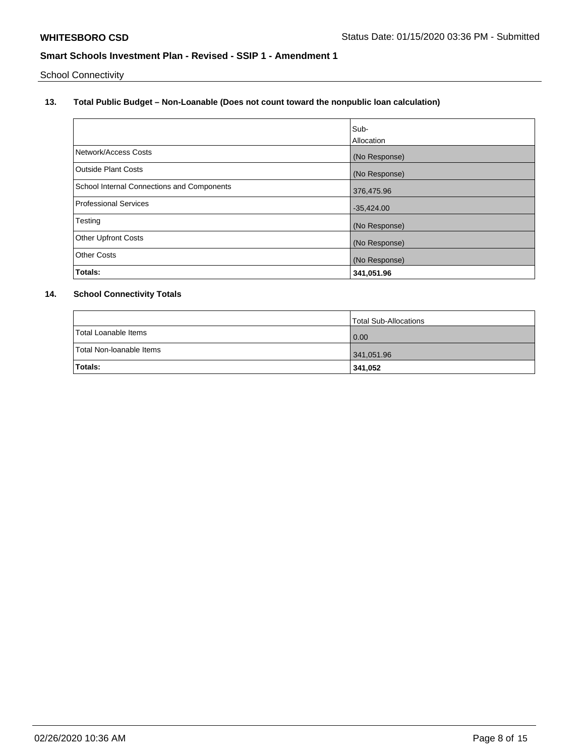School Connectivity

### 13. Total Public Budget – Non-Loanable (Does not count toward the nonpublic loan calculation)

| | Sub-Allocation |
|---|---|
| Network/Access Costs | (No Response) |
| Outside Plant Costs | (No Response) |
| School Internal Connections and Components | 376,475.96 |
| Professional Services | -35,424.00 |
| Testing | (No Response) |
| Other Upfront Costs | (No Response) |
| Other Costs | (No Response) |
| **Totals:** | **341,051.96** |

### 14. School Connectivity Totals

| | Total Sub-Allocations |
|---|---|
| Total Loanable Items | 0.00 |
| Total Non-loanable Items | 341,051.96 |
| **Totals:** | **341,052** |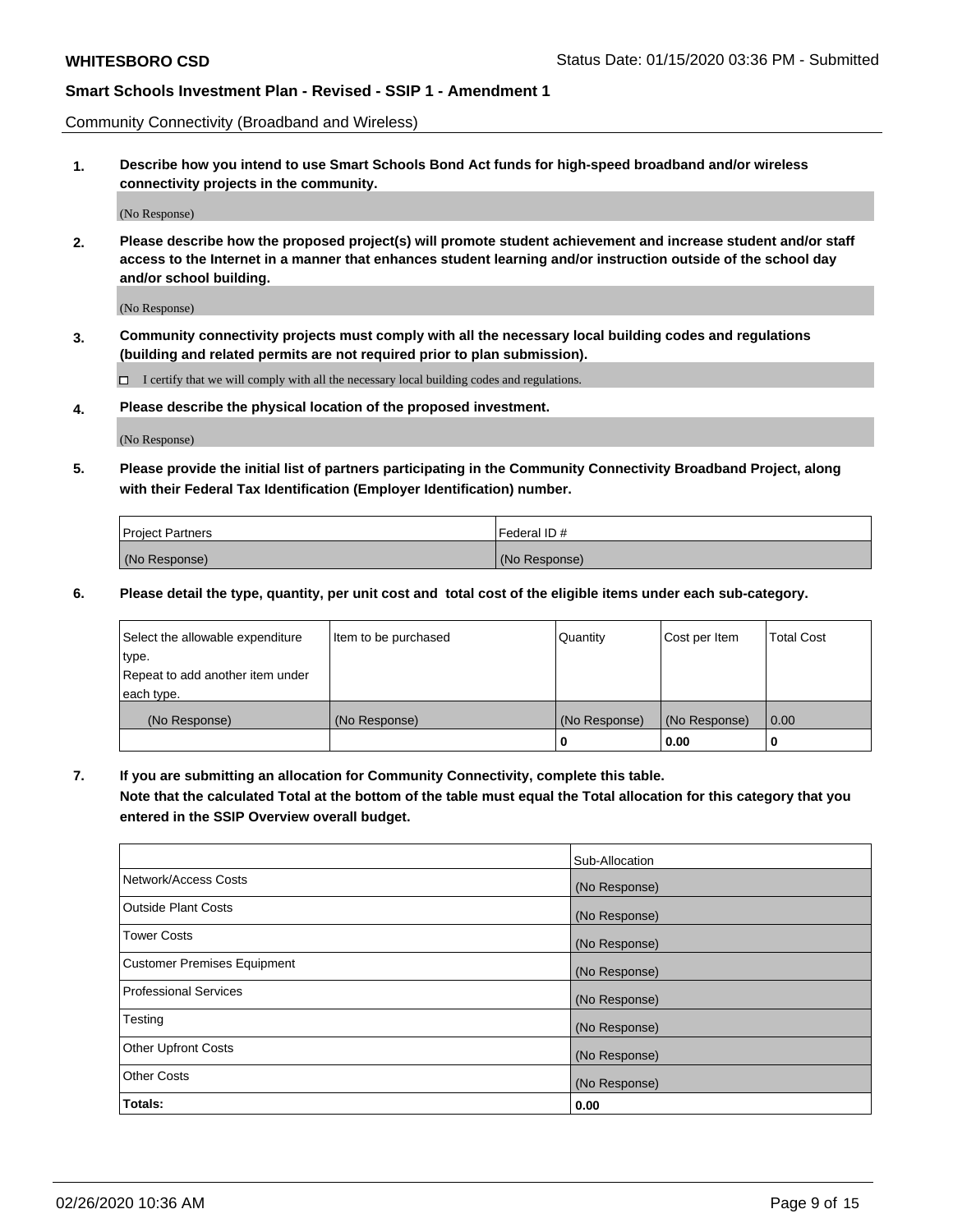Community Connectivity (Broadband and Wireless)

**1. Describe how you intend to use Smart Schools Bond Act funds for high-speed broadband and/or wireless connectivity projects in the community.**

(No Response)

**2. Please describe how the proposed project(s) will promote student achievement and increase student and/or staff access to the Internet in a manner that enhances student learning and/or instruction outside of the school day and/or school building.**

(No Response)

**3. Community connectivity projects must comply with all the necessary local building codes and regulations (building and related permits are not required prior to plan submission).**

☐ I certify that we will comply with all the necessary local building codes and regulations.

**4. Please describe the physical location of the proposed investment.**

(No Response)

**5. Please provide the initial list of partners participating in the Community Connectivity Broadband Project, along with their Federal Tax Identification (Employer Identification) number.**

| Project Partners | Federal ID # |
| --- | --- |
| (No Response) | (No Response) |

**6. Please detail the type, quantity, per unit cost and total cost of the eligible items under each sub-category.**

| Select the allowable expenditure type. Repeat to add another item under each type. | Item to be purchased | Quantity | Cost per Item | Total Cost |
| --- | --- | --- | --- | --- |
| (No Response) | (No Response) | (No Response) | (No Response) | 0.00 |
| | | 0 | 0.00 | 0 |

**7. If you are submitting an allocation for Community Connectivity, complete this table. Note that the calculated Total at the bottom of the table must equal the Total allocation for this category that you entered in the SSIP Overview overall budget.**

| | Sub-Allocation |
| --- | --- |
| Network/Access Costs | (No Response) |
| Outside Plant Costs | (No Response) |
| Tower Costs | (No Response) |
| Customer Premises Equipment | (No Response) |
| Professional Services | (No Response) |
| Testing | (No Response) |
| Other Upfront Costs | (No Response) |
| Other Costs | (No Response) |
| **Totals:** | **0.00** |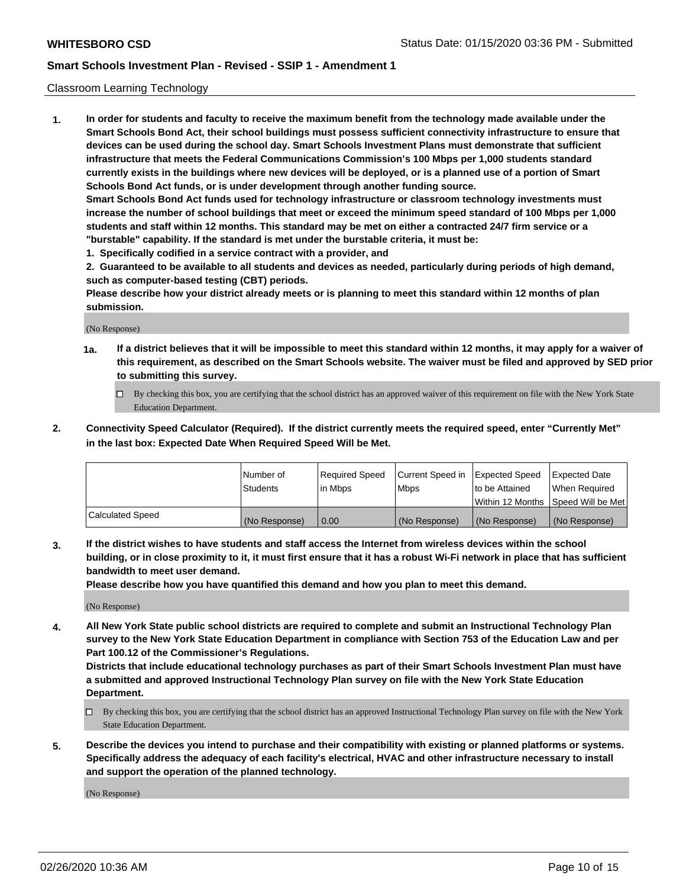Classroom Learning Technology

**1. In order for students and faculty to receive the maximum benefit from the technology made available under the Smart Schools Bond Act, their school buildings must possess sufficient connectivity infrastructure to ensure that devices can be used during the school day. Smart Schools Investment Plans must demonstrate that sufficient infrastructure that meets the Federal Communications Commission's 100 Mbps per 1,000 students standard currently exists in the buildings where new devices will be deployed, or is a planned use of a portion of Smart Schools Bond Act funds, or is under development through another funding source.**

**Smart Schools Bond Act funds used for technology infrastructure or classroom technology investments must increase the number of school buildings that meet or exceed the minimum speed standard of 100 Mbps per 1,000 students and staff within 12 months. This standard may be met on either a contracted 24/7 firm service or a "burstable" capability. If the standard is met under the burstable criteria, it must be:**

**1. Specifically codified in a service contract with a provider, and**

**2. Guaranteed to be available to all students and devices as needed, particularly during periods of high demand, such as computer-based testing (CBT) periods.**

**Please describe how your district already meets or is planning to meet this standard within 12 months of plan submission.**

(No Response)

**1a. If a district believes that it will be impossible to meet this standard within 12 months, it may apply for a waiver of this requirement, as described on the Smart Schools website. The waiver must be filed and approved by SED prior to submitting this survey.**

☐ By checking this box, you are certifying that the school district has an approved waiver of this requirement on file with the New York State Education Department.

**2. Connectivity Speed Calculator (Required). If the district currently meets the required speed, enter "Currently Met" in the last box: Expected Date When Required Speed Will be Met.**

| | Number of Students | Required Speed in Mbps | Current Speed in Mbps | Expected Speed to be Attained Within 12 Months | Expected Date When Required Speed Will be Met |
|---|---|---|---|---|---|
| Calculated Speed | (No Response) | 0.00 | (No Response) | (No Response) | (No Response) |

**3. If the district wishes to have students and staff access the Internet from wireless devices within the school building, or in close proximity to it, it must first ensure that it has a robust Wi-Fi network in place that has sufficient bandwidth to meet user demand.**

**Please describe how you have quantified this demand and how you plan to meet this demand.**

(No Response)

**4. All New York State public school districts are required to complete and submit an Instructional Technology Plan survey to the New York State Education Department in compliance with Section 753 of the Education Law and per Part 100.12 of the Commissioner's Regulations.**

**Districts that include educational technology purchases as part of their Smart Schools Investment Plan must have a submitted and approved Instructional Technology Plan survey on file with the New York State Education Department.**

☐ By checking this box, you are certifying that the school district has an approved Instructional Technology Plan survey on file with the New York State Education Department.

**5. Describe the devices you intend to purchase and their compatibility with existing or planned platforms or systems. Specifically address the adequacy of each facility's electrical, HVAC and other infrastructure necessary to install and support the operation of the planned technology.**

(No Response)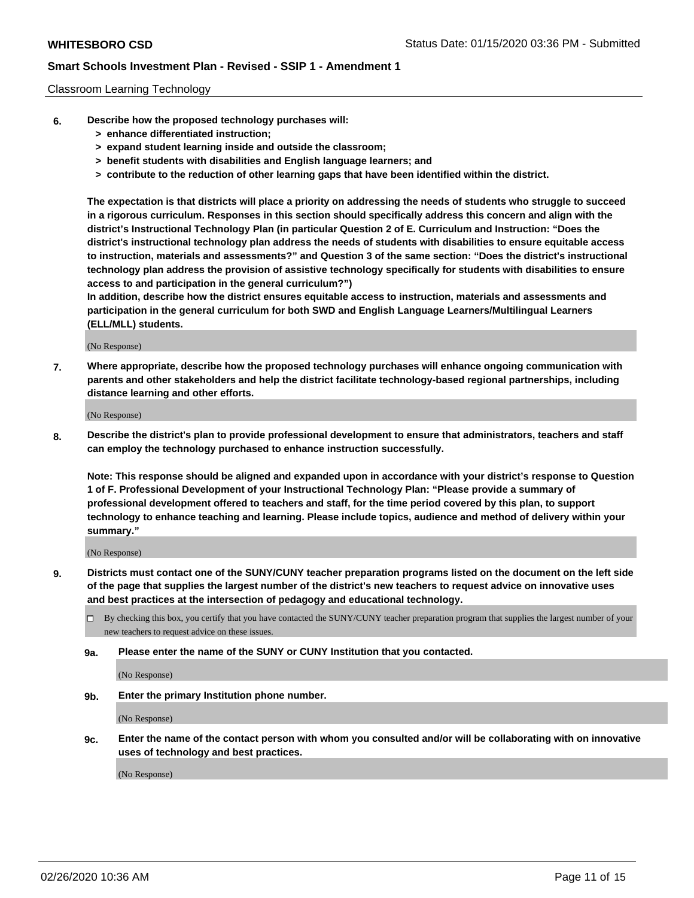Classroom Learning Technology

**6. Describe how the proposed technology purchases will:**
> **> enhance differentiated instruction;**
> **> expand student learning inside and outside the classroom;**
> **> benefit students with disabilities and English language learners; and**
> **> contribute to the reduction of other learning gaps that have been identified within the district.**

**The expectation is that districts will place a priority on addressing the needs of students who struggle to succeed in a rigorous curriculum. Responses in this section should specifically address this concern and align with the district's Instructional Technology Plan (in particular Question 2 of E. Curriculum and Instruction: "Does the district's instructional technology plan address the needs of students with disabilities to ensure equitable access to instruction, materials and assessments?" and Question 3 of the same section: "Does the district's instructional technology plan address the provision of assistive technology specifically for students with disabilities to ensure access to and participation in the general curriculum?")**

**In addition, describe how the district ensures equitable access to instruction, materials and assessments and participation in the general curriculum for both SWD and English Language Learners/Multilingual Learners (ELL/MLL) students.**

(No Response)

**7. Where appropriate, describe how the proposed technology purchases will enhance ongoing communication with parents and other stakeholders and help the district facilitate technology-based regional partnerships, including distance learning and other efforts.**

(No Response)

**8. Describe the district's plan to provide professional development to ensure that administrators, teachers and staff can employ the technology purchased to enhance instruction successfully.**

**Note: This response should be aligned and expanded upon in accordance with your district's response to Question 1 of F. Professional Development of your Instructional Technology Plan: "Please provide a summary of professional development offered to teachers and staff, for the time period covered by this plan, to support technology to enhance teaching and learning. Please include topics, audience and method of delivery within your summary."**

(No Response)

**9. Districts must contact one of the SUNY/CUNY teacher preparation programs listed on the document on the left side of the page that supplies the largest number of the district's new teachers to request advice on innovative uses and best practices at the intersection of pedagogy and educational technology.**

☐ By checking this box, you certify that you have contacted the SUNY/CUNY teacher preparation program that supplies the largest number of your new teachers to request advice on these issues.

**9a. Please enter the name of the SUNY or CUNY Institution that you contacted.**

(No Response)

**9b. Enter the primary Institution phone number.**

(No Response)

**9c. Enter the name of the contact person with whom you consulted and/or will be collaborating with on innovative uses of technology and best practices.**

(No Response)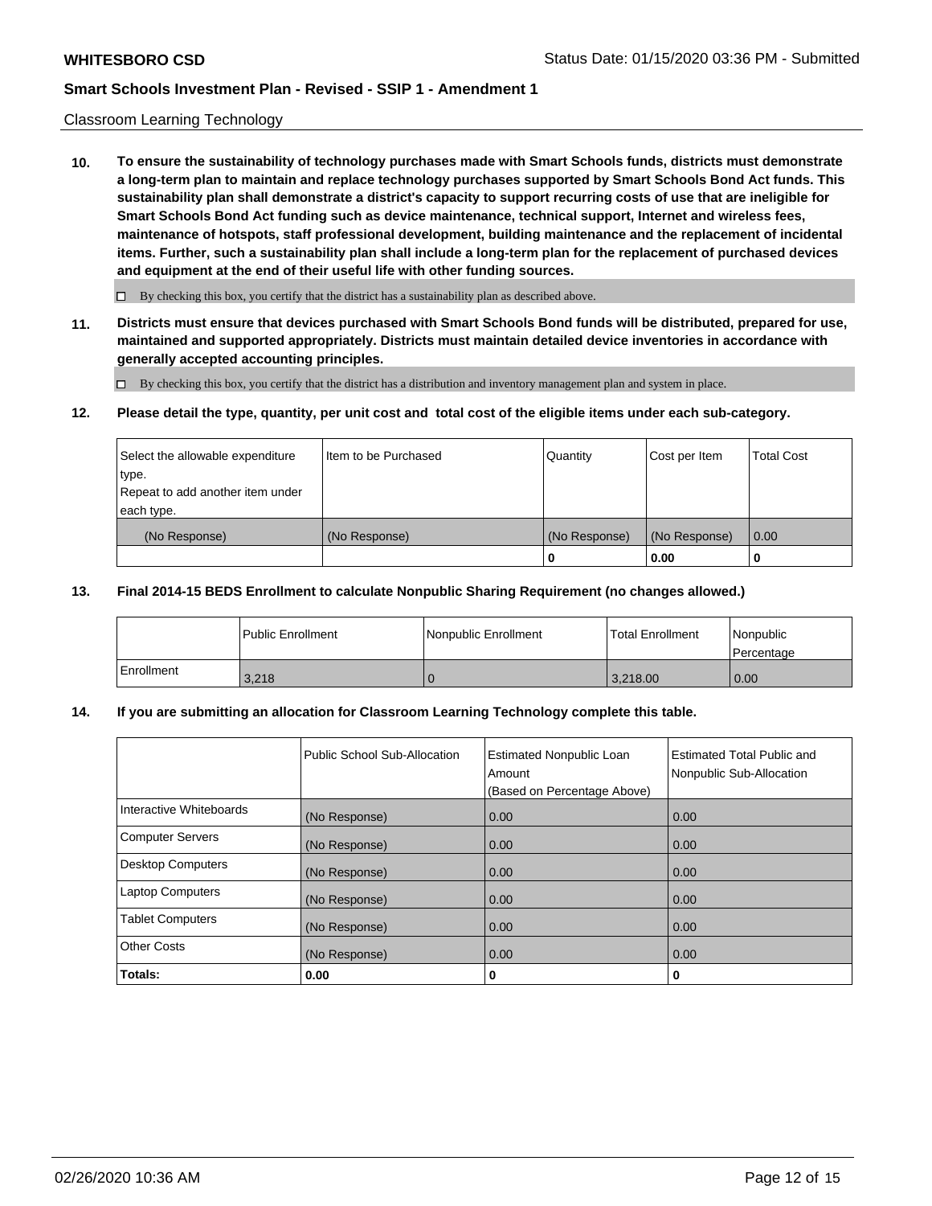Classroom Learning Technology

**10. To ensure the sustainability of technology purchases made with Smart Schools funds, districts must demonstrate a long-term plan to maintain and replace technology purchases supported by Smart Schools Bond Act funds. This sustainability plan shall demonstrate a district's capacity to support recurring costs of use that are ineligible for Smart Schools Bond Act funding such as device maintenance, technical support, Internet and wireless fees, maintenance of hotspots, staff professional development, building maintenance and the replacement of incidental items. Further, such a sustainability plan shall include a long-term plan for the replacement of purchased devices and equipment at the end of their useful life with other funding sources.**

☐ By checking this box, you certify that the district has a sustainability plan as described above.

**11. Districts must ensure that devices purchased with Smart Schools Bond funds will be distributed, prepared for use, maintained and supported appropriately. Districts must maintain detailed device inventories in accordance with generally accepted accounting principles.**

☐ By checking this box, you certify that the district has a distribution and inventory management plan and system in place.

**12. Please detail the type, quantity, per unit cost and total cost of the eligible items under each sub-category.**

| Select the allowable expenditure type. Repeat to add another item under each type. | Item to be Purchased | Quantity | Cost per Item | Total Cost |
|---|---|---|---|---|
| (No Response) | (No Response) | (No Response) | (No Response) | 0.00 |
| | | **0** | **0.00** | **0** |

**13. Final 2014-15 BEDS Enrollment to calculate Nonpublic Sharing Requirement (no changes allowed.)**

| | Public Enrollment | Nonpublic Enrollment | Total Enrollment | Nonpublic Percentage |
|---|---|---|---|---|
| Enrollment | 3,218 | 0 | 3,218.00 | 0.00 |

**14. If you are submitting an allocation for Classroom Learning Technology complete this table.**

| | Public School Sub-Allocation | Estimated Nonpublic Loan Amount (Based on Percentage Above) | Estimated Total Public and Nonpublic Sub-Allocation |
|---|---|---|---|
| Interactive Whiteboards | (No Response) | 0.00 | 0.00 |
| Computer Servers | (No Response) | 0.00 | 0.00 |
| Desktop Computers | (No Response) | 0.00 | 0.00 |
| Laptop Computers | (No Response) | 0.00 | 0.00 |
| Tablet Computers | (No Response) | 0.00 | 0.00 |
| Other Costs | (No Response) | 0.00 | 0.00 |
| **Totals:** | **0.00** | **0** | **0** |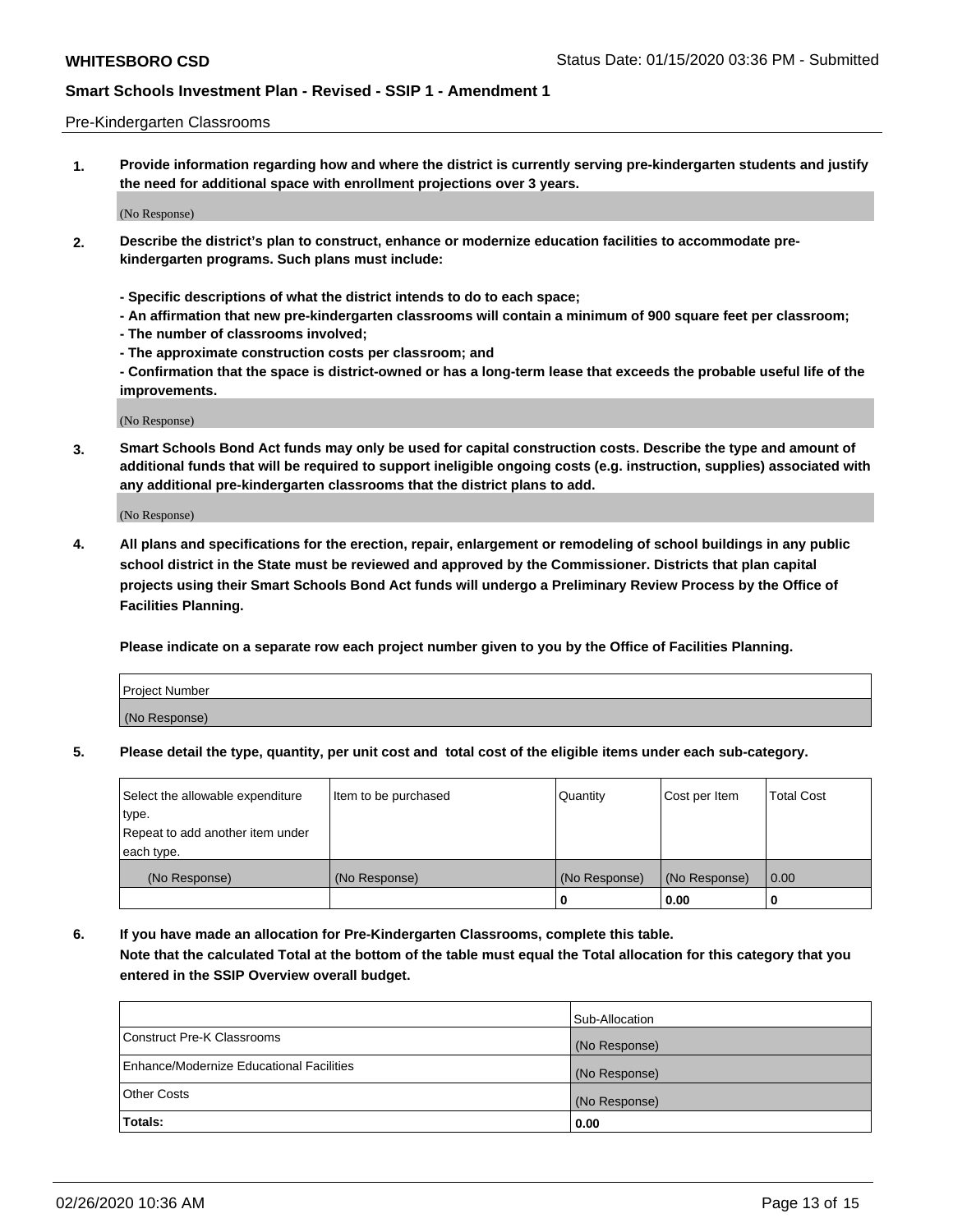Pre-Kindergarten Classrooms

**1. Provide information regarding how and where the district is currently serving pre-kindergarten students and justify the need for additional space with enrollment projections over 3 years.**

(No Response)

**2. Describe the district's plan to construct, enhance or modernize education facilities to accommodate pre-kindergarten programs. Such plans must include:**

**- Specific descriptions of what the district intends to do to each space;**
**- An affirmation that new pre-kindergarten classrooms will contain a minimum of 900 square feet per classroom;**
**- The number of classrooms involved;**
**- The approximate construction costs per classroom; and**
**- Confirmation that the space is district-owned or has a long-term lease that exceeds the probable useful life of the improvements.**

(No Response)

**3. Smart Schools Bond Act funds may only be used for capital construction costs. Describe the type and amount of additional funds that will be required to support ineligible ongoing costs (e.g. instruction, supplies) associated with any additional pre-kindergarten classrooms that the district plans to add.**

(No Response)

**4. All plans and specifications for the erection, repair, enlargement or remodeling of school buildings in any public school district in the State must be reviewed and approved by the Commissioner. Districts that plan capital projects using their Smart Schools Bond Act funds will undergo a Preliminary Review Process by the Office of Facilities Planning.**

**Please indicate on a separate row each project number given to you by the Office of Facilities Planning.**

| Project Number |
|---|
| (No Response) |

**5. Please detail the type, quantity, per unit cost and total cost of the eligible items under each sub-category.**

| Select the allowable expenditure type. Repeat to add another item under each type. | Item to be purchased | Quantity | Cost per Item | Total Cost |
|---|---|---|---|---|
| (No Response) | (No Response) | (No Response) | (No Response) | 0.00 |
| | | 0 | 0.00 | 0 |

**6. If you have made an allocation for Pre-Kindergarten Classrooms, complete this table. Note that the calculated Total at the bottom of the table must equal the Total allocation for this category that you entered in the SSIP Overview overall budget.**

| | Sub-Allocation |
|---|---|
| Construct Pre-K Classrooms | (No Response) |
| Enhance/Modernize Educational Facilities | (No Response) |
| Other Costs | (No Response) |
| **Totals:** | **0.00** |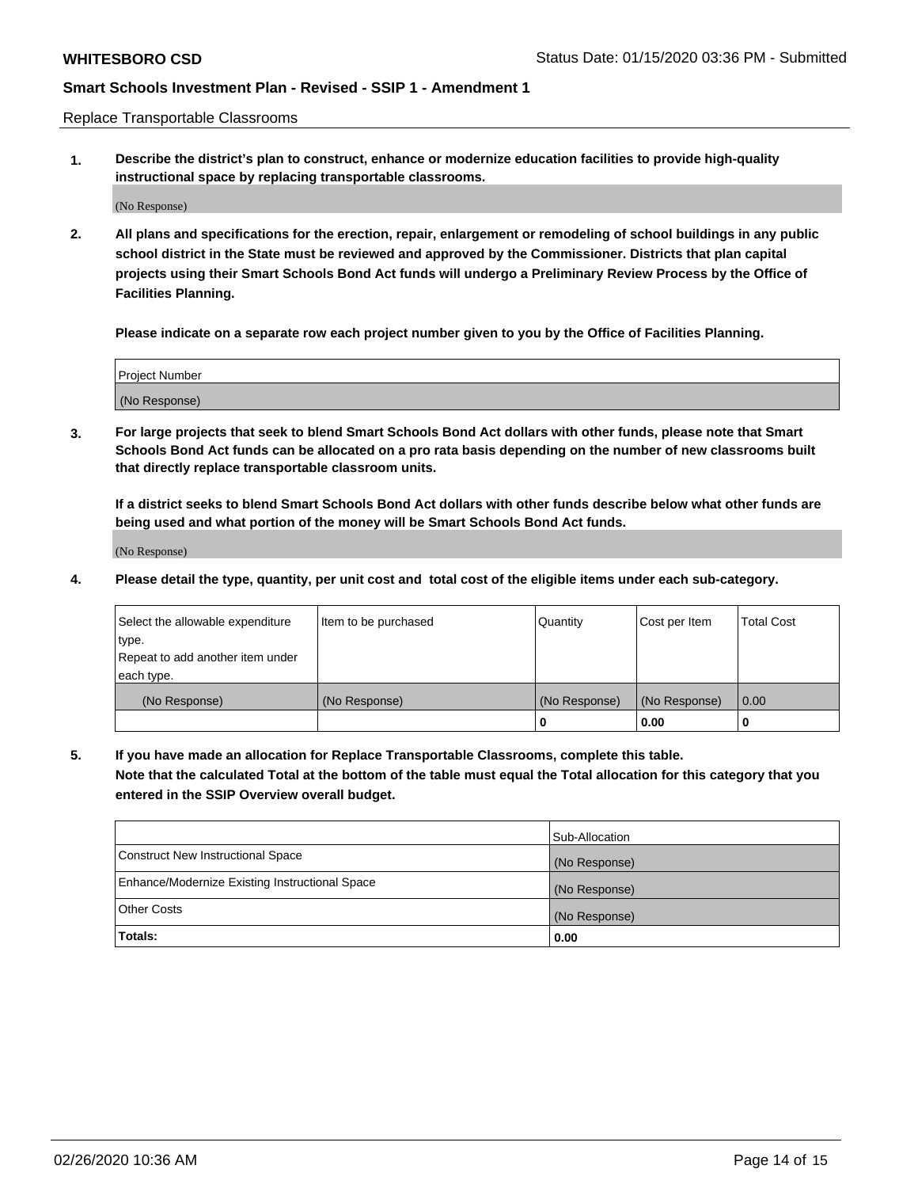Replace Transportable Classrooms

1. **Describe the district's plan to construct, enhance or modernize education facilities to provide high-quality instructional space by replacing transportable classrooms.**

(No Response)

2. **All plans and specifications for the erection, repair, enlargement or remodeling of school buildings in any public school district in the State must be reviewed and approved by the Commissioner. Districts that plan capital projects using their Smart Schools Bond Act funds will undergo a Preliminary Review Process by the Office of Facilities Planning.**

**Please indicate on a separate row each project number given to you by the Office of Facilities Planning.**

| Project Number |
| --- |
| (No Response) |

3. **For large projects that seek to blend Smart Schools Bond Act dollars with other funds, please note that Smart Schools Bond Act funds can be allocated on a pro rata basis depending on the number of new classrooms built that directly replace transportable classroom units.**

**If a district seeks to blend Smart Schools Bond Act dollars with other funds describe below what other funds are being used and what portion of the money will be Smart Schools Bond Act funds.**

(No Response)

4. **Please detail the type, quantity, per unit cost and total cost of the eligible items under each sub-category.**

| Select the allowable expenditure type. Repeat to add another item under each type. | Item to be purchased | Quantity | Cost per Item | Total Cost |
| --- | --- | --- | --- | --- |
| (No Response) | (No Response) | (No Response) | (No Response) | 0.00 |
| | | 0 | 0.00 | 0 |

5. **If you have made an allocation for Replace Transportable Classrooms, complete this table. Note that the calculated Total at the bottom of the table must equal the Total allocation for this category that you entered in the SSIP Overview overall budget.**

| | Sub-Allocation |
| --- | --- |
| Construct New Instructional Space | (No Response) |
| Enhance/Modernize Existing Instructional Space | (No Response) |
| Other Costs | (No Response) |
| **Totals:** | **0.00** |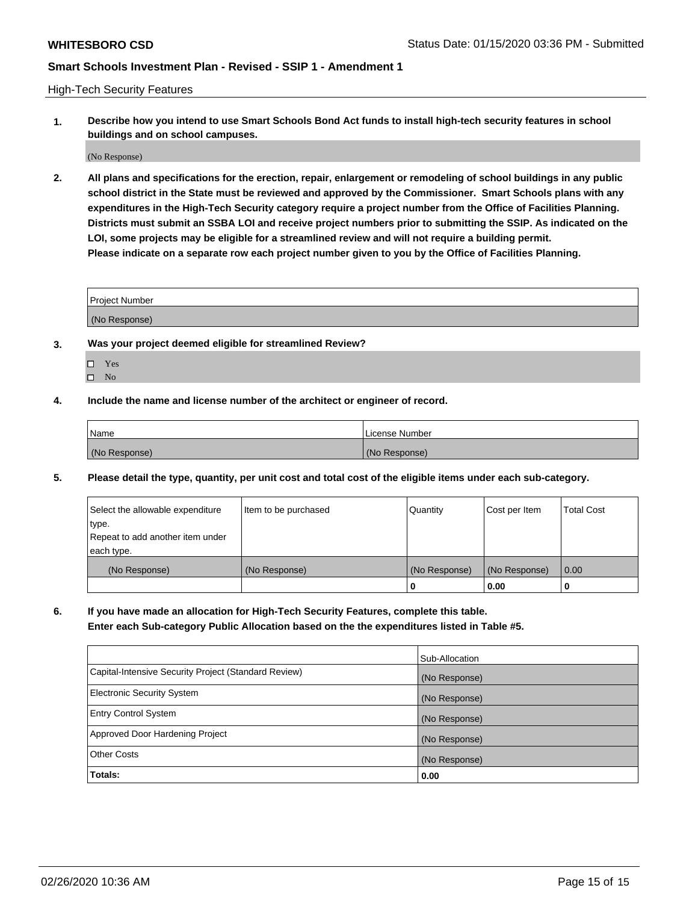High-Tech Security Features

**1. Describe how you intend to use Smart Schools Bond Act funds to install high-tech security features in school buildings and on school campuses.**

(No Response)

**2. All plans and specifications for the erection, repair, enlargement or remodeling of school buildings in any public school district in the State must be reviewed and approved by the Commissioner. Smart Schools plans with any expenditures in the High-Tech Security category require a project number from the Office of Facilities Planning. Districts must submit an SSBA LOI and receive project numbers prior to submitting the SSIP. As indicated on the LOI, some projects may be eligible for a streamlined review and will not require a building permit.**
**Please indicate on a separate row each project number given to you by the Office of Facilities Planning.**

| Project Number |
|---|
| (No Response) |

**3. Was your project deemed eligible for streamlined Review?**

- ☐ Yes
- ☐ No

**4. Include the name and license number of the architect or engineer of record.**

| Name | License Number |
|---|---|
| (No Response) | (No Response) |

**5. Please detail the type, quantity, per unit cost and total cost of the eligible items under each sub-category.**

| Select the allowable expenditure type. Repeat to add another item under each type. | Item to be purchased | Quantity | Cost per Item | Total Cost |
|---|---|---|---|---|
| (No Response) | (No Response) | (No Response) | (No Response) | 0.00 |
| | | 0 | 0.00 | 0 |

**6. If you have made an allocation for High-Tech Security Features, complete this table.**
**Enter each Sub-category Public Allocation based on the the expenditures listed in Table #5.**

| | Sub-Allocation |
|---|---|
| Capital-Intensive Security Project (Standard Review) | (No Response) |
| Electronic Security System | (No Response) |
| Entry Control System | (No Response) |
| Approved Door Hardening Project | (No Response) |
| Other Costs | (No Response) |
| **Totals:** | **0.00** |